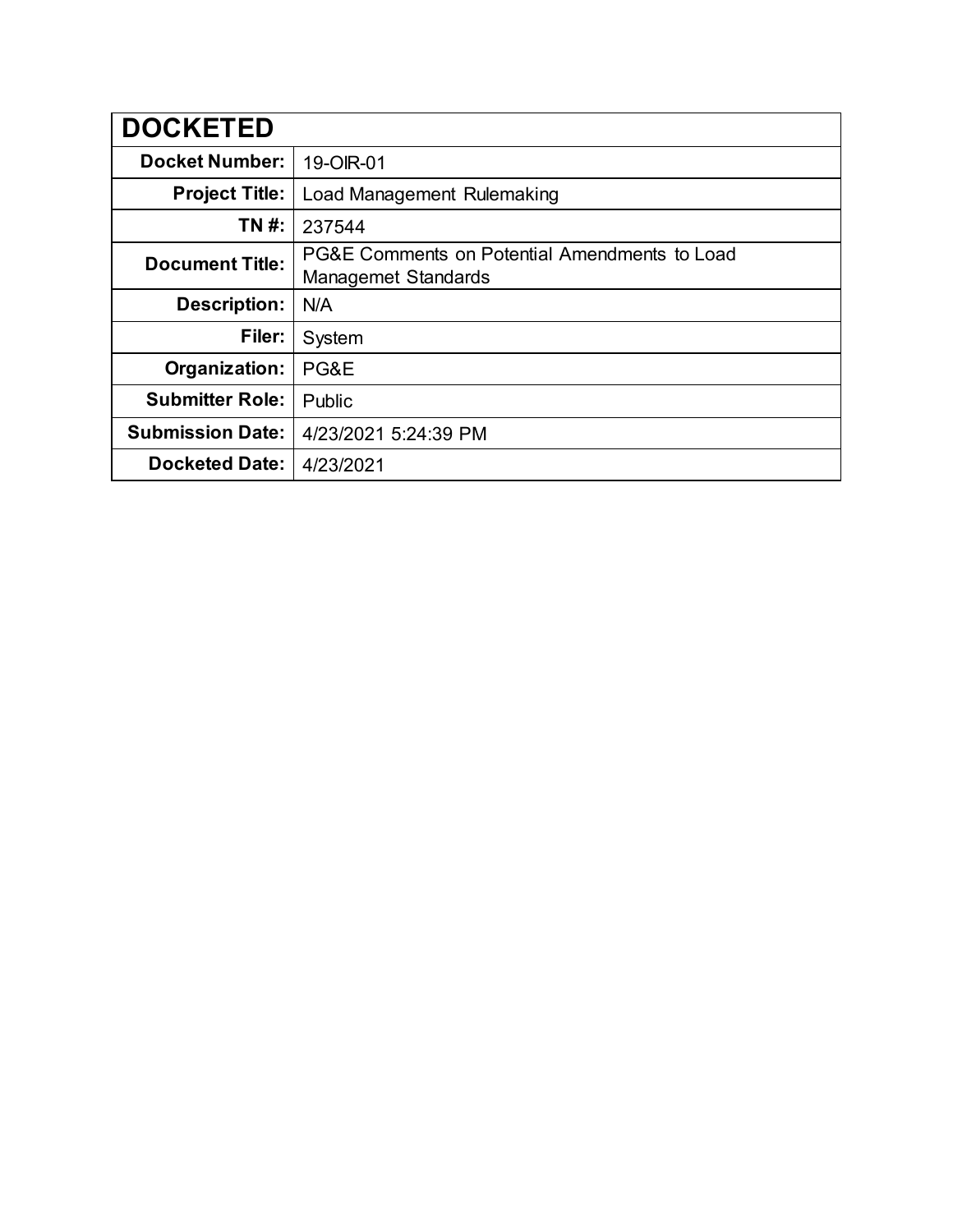| DOCKETED | |
|---|---|
| **Docket Number:** | 19-OIR-01 |
| **Project Title:** | Load Management Rulemaking |
| **TN #:** | 237544 |
| **Document Title:** | PG&E Comments on Potential Amendments to Load Managemet Standards |
| **Description:** | N/A |
| **Filer:** | System |
| **Organization:** | PG&E |
| **Submitter Role:** | Public |
| **Submission Date:** | 4/23/2021 5:24:39 PM |
| **Docketed Date:** | 4/23/2021 |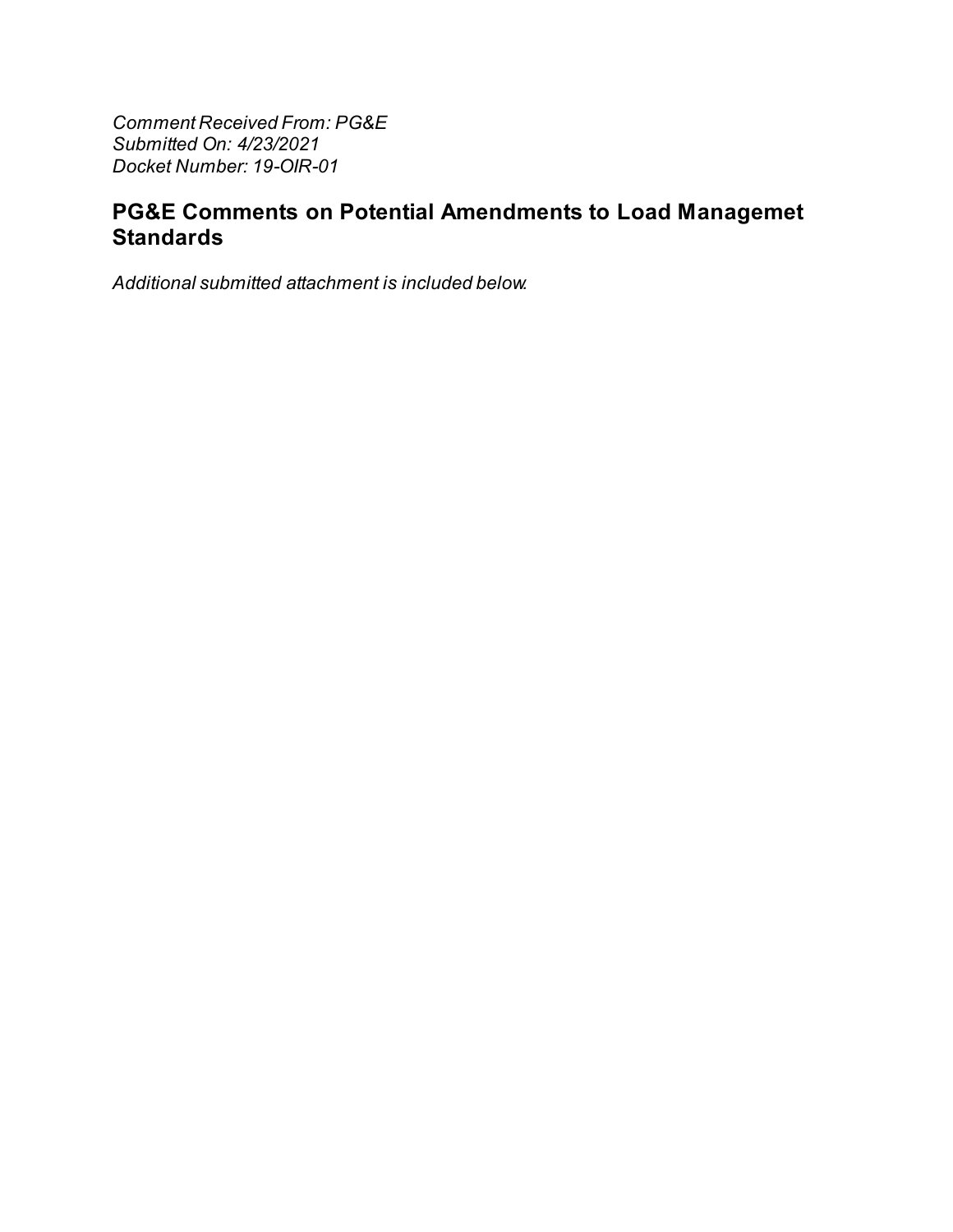*Comment Received From: PG&E*
*Submitted On: 4/23/2021*
*Docket Number: 19-OIR-01*

## PG&E Comments on Potential Amendments to Load Managemet Standards

*Additional submitted attachment is included below.*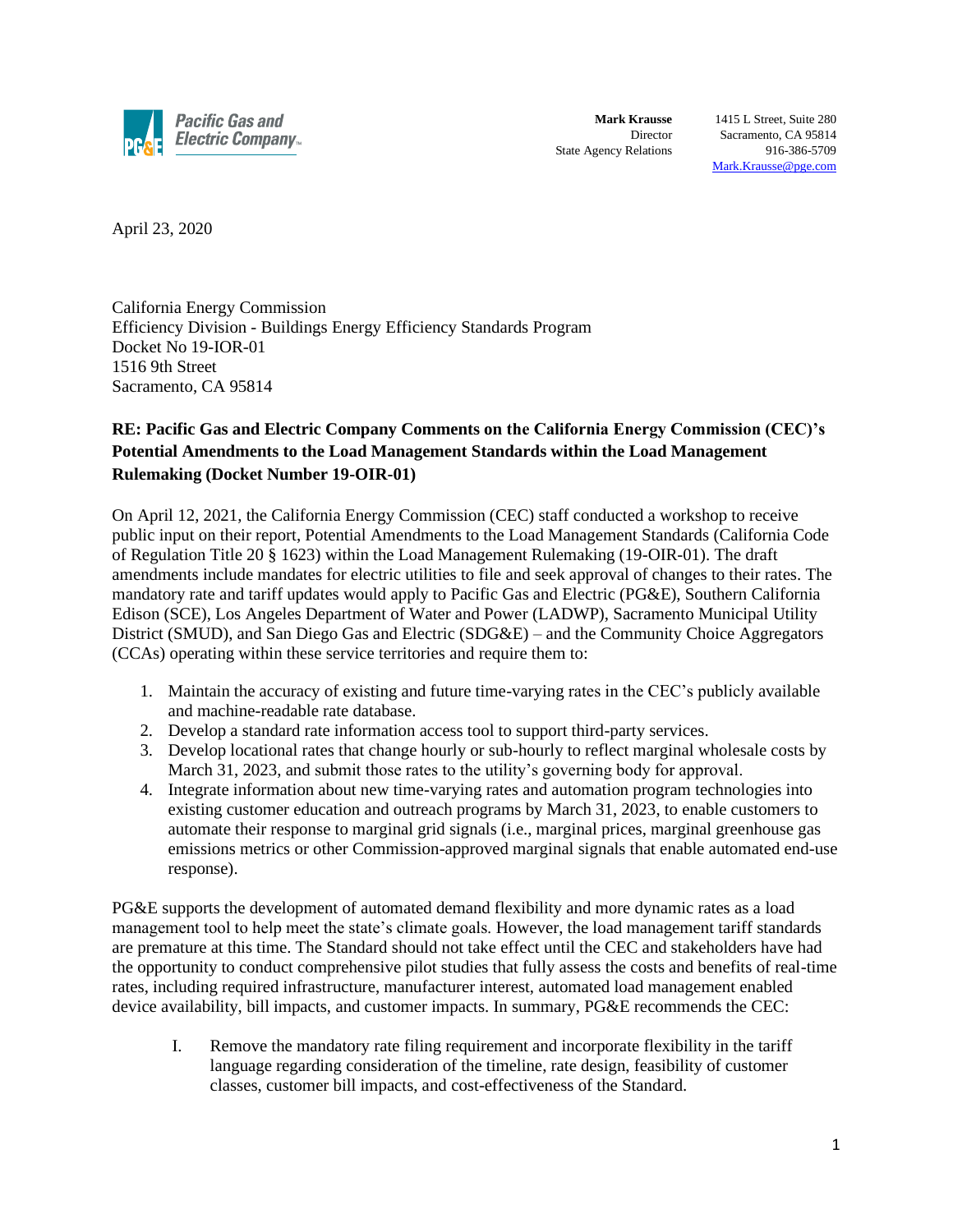Pacific Gas and Electric Company

**Mark Krausse**
Director
State Agency Relations

1415 L Street, Suite 280
Sacramento, CA 95814
916-386-5709
Mark.Krausse@pge.com

April 23, 2020

California Energy Commission
Efficiency Division - Buildings Energy Efficiency Standards Program
Docket No 19-IOR-01
1516 9th Street
Sacramento, CA 95814

**RE: Pacific Gas and Electric Company Comments on the California Energy Commission (CEC)'s Potential Amendments to the Load Management Standards within the Load Management Rulemaking (Docket Number 19-OIR-01)**

On April 12, 2021, the California Energy Commission (CEC) staff conducted a workshop to receive public input on their report, Potential Amendments to the Load Management Standards (California Code of Regulation Title 20 § 1623) within the Load Management Rulemaking (19-OIR-01). The draft amendments include mandates for electric utilities to file and seek approval of changes to their rates. The mandatory rate and tariff updates would apply to Pacific Gas and Electric (PG&E), Southern California Edison (SCE), Los Angeles Department of Water and Power (LADWP), Sacramento Municipal Utility District (SMUD), and San Diego Gas and Electric (SDG&E) – and the Community Choice Aggregators (CCAs) operating within these service territories and require them to:

1. Maintain the accuracy of existing and future time-varying rates in the CEC's publicly available and machine-readable rate database.
2. Develop a standard rate information access tool to support third-party services.
3. Develop locational rates that change hourly or sub-hourly to reflect marginal wholesale costs by March 31, 2023, and submit those rates to the utility's governing body for approval.
4. Integrate information about new time-varying rates and automation program technologies into existing customer education and outreach programs by March 31, 2023, to enable customers to automate their response to marginal grid signals (i.e., marginal prices, marginal greenhouse gas emissions metrics or other Commission-approved marginal signals that enable automated end-use response).

PG&E supports the development of automated demand flexibility and more dynamic rates as a load management tool to help meet the state's climate goals. However, the load management tariff standards are premature at this time. The Standard should not take effect until the CEC and stakeholders have had the opportunity to conduct comprehensive pilot studies that fully assess the costs and benefits of real-time rates, including required infrastructure, manufacturer interest, automated load management enabled device availability, bill impacts, and customer impacts. In summary, PG&E recommends the CEC:

I. Remove the mandatory rate filing requirement and incorporate flexibility in the tariff language regarding consideration of the timeline, rate design, feasibility of customer classes, customer bill impacts, and cost-effectiveness of the Standard.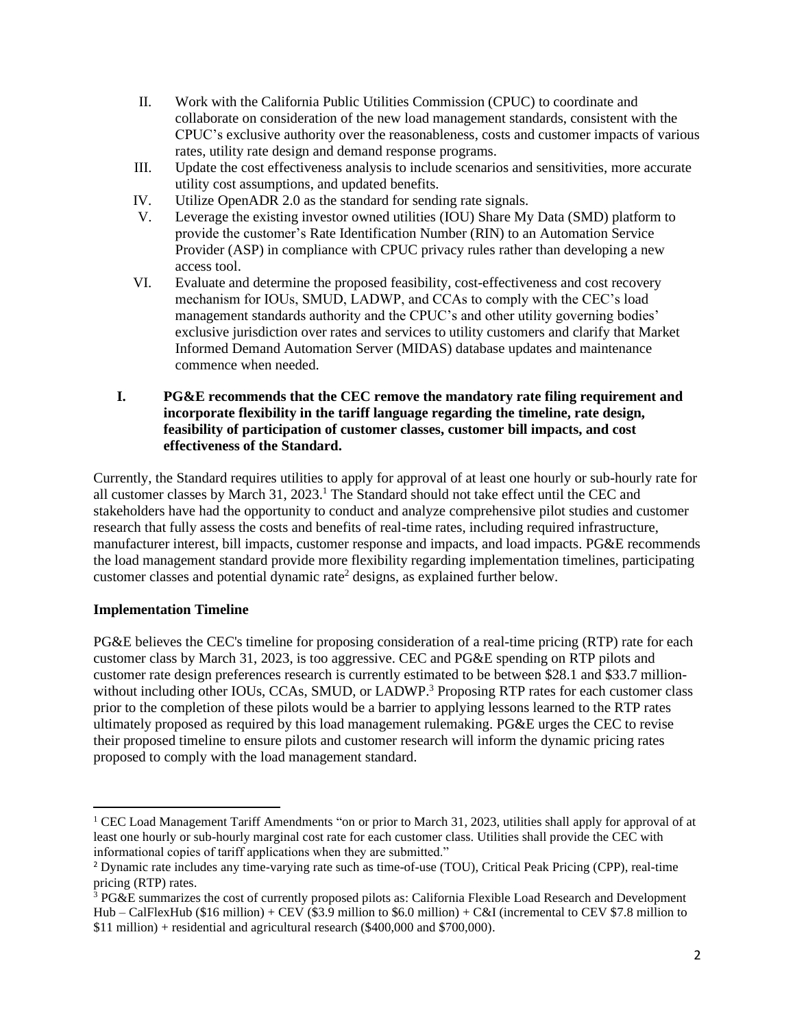II. Work with the California Public Utilities Commission (CPUC) to coordinate and collaborate on consideration of the new load management standards, consistent with the CPUC's exclusive authority over the reasonableness, costs and customer impacts of various rates, utility rate design and demand response programs.

III. Update the cost effectiveness analysis to include scenarios and sensitivities, more accurate utility cost assumptions, and updated benefits.

IV. Utilize OpenADR 2.0 as the standard for sending rate signals.

V. Leverage the existing investor owned utilities (IOU) Share My Data (SMD) platform to provide the customer's Rate Identification Number (RIN) to an Automation Service Provider (ASP) in compliance with CPUC privacy rules rather than developing a new access tool.

VI. Evaluate and determine the proposed feasibility, cost-effectiveness and cost recovery mechanism for IOUs, SMUD, LADWP, and CCAs to comply with the CEC's load management standards authority and the CPUC's and other utility governing bodies' exclusive jurisdiction over rates and services to utility customers and clarify that Market Informed Demand Automation Server (MIDAS) database updates and maintenance commence when needed.

## I. PG&E recommends that the CEC remove the mandatory rate filing requirement and incorporate flexibility in the tariff language regarding the timeline, rate design, feasibility of participation of customer classes, customer bill impacts, and cost effectiveness of the Standard.

Currently, the Standard requires utilities to apply for approval of at least one hourly or sub-hourly rate for all customer classes by March 31, 2023.[1] The Standard should not take effect until the CEC and stakeholders have had the opportunity to conduct and analyze comprehensive pilot studies and customer research that fully assess the costs and benefits of real-time rates, including required infrastructure, manufacturer interest, bill impacts, customer response and impacts, and load impacts. PG&E recommends the load management standard provide more flexibility regarding implementation timelines, participating customer classes and potential dynamic rate[2] designs, as explained further below.

### Implementation Timeline

PG&E believes the CEC's timeline for proposing consideration of a real-time pricing (RTP) rate for each customer class by March 31, 2023, is too aggressive. CEC and PG&E spending on RTP pilots and customer rate design preferences research is currently estimated to be between $28.1 and $33.7 million-without including other IOUs, CCAs, SMUD, or LADWP.[3] Proposing RTP rates for each customer class prior to the completion of these pilots would be a barrier to applying lessons learned to the RTP rates ultimately proposed as required by this load management rulemaking. PG&E urges the CEC to revise their proposed timeline to ensure pilots and customer research will inform the dynamic pricing rates proposed to comply with the load management standard.

---

[1] CEC Load Management Tariff Amendments "on or prior to March 31, 2023, utilities shall apply for approval of at least one hourly or sub-hourly marginal cost rate for each customer class. Utilities shall provide the CEC with informational copies of tariff applications when they are submitted."

[2] Dynamic rate includes any time-varying rate such as time-of-use (TOU), Critical Peak Pricing (CPP), real-time pricing (RTP) rates.

[3] PG&E summarizes the cost of currently proposed pilots as: California Flexible Load Research and Development Hub – CalFlexHub ($16 million) + CEV ($3.9 million to $6.0 million) + C&I (incremental to CEV $7.8 million to $11 million) + residential and agricultural research ($400,000 and $700,000).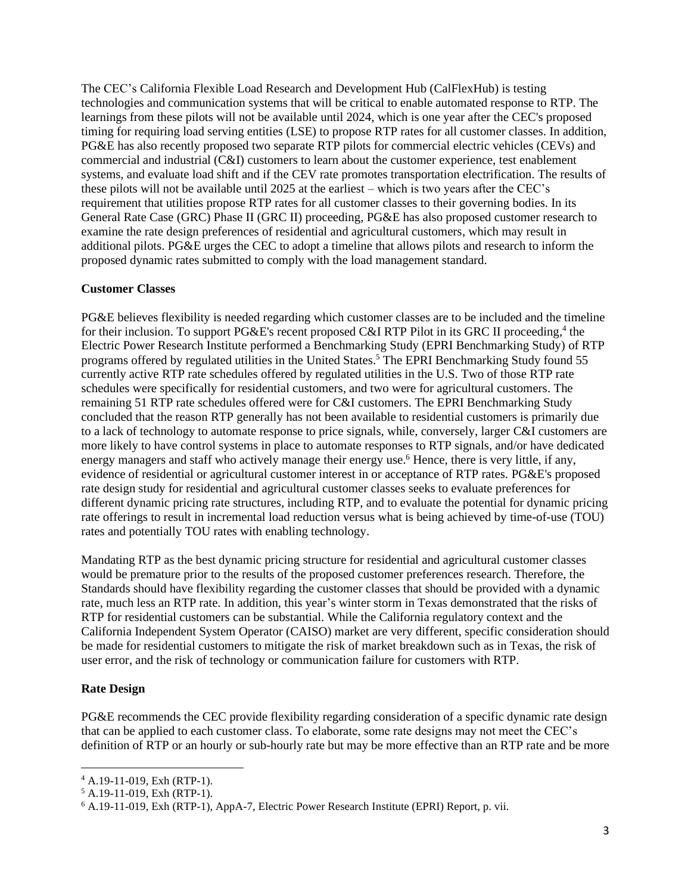The CEC's California Flexible Load Research and Development Hub (CalFlexHub) is testing technologies and communication systems that will be critical to enable automated response to RTP. The learnings from these pilots will not be available until 2024, which is one year after the CEC's proposed timing for requiring load serving entities (LSE) to propose RTP rates for all customer classes. In addition, PG&E has also recently proposed two separate RTP pilots for commercial electric vehicles (CEVs) and commercial and industrial (C&I) customers to learn about the customer experience, test enablement systems, and evaluate load shift and if the CEV rate promotes transportation electrification. The results of these pilots will not be available until 2025 at the earliest – which is two years after the CEC's requirement that utilities propose RTP rates for all customer classes to their governing bodies. In its General Rate Case (GRC) Phase II (GRC II) proceeding, PG&E has also proposed customer research to examine the rate design preferences of residential and agricultural customers, which may result in additional pilots. PG&E urges the CEC to adopt a timeline that allows pilots and research to inform the proposed dynamic rates submitted to comply with the load management standard.

**Customer Classes**

PG&E believes flexibility is needed regarding which customer classes are to be included and the timeline for their inclusion. To support PG&E's recent proposed C&I RTP Pilot in its GRC II proceeding,[4] the Electric Power Research Institute performed a Benchmarking Study (EPRI Benchmarking Study) of RTP programs offered by regulated utilities in the United States.[5] The EPRI Benchmarking Study found 55 currently active RTP rate schedules offered by regulated utilities in the U.S. Two of those RTP rate schedules were specifically for residential customers, and two were for agricultural customers. The remaining 51 RTP rate schedules offered were for C&I customers. The EPRI Benchmarking Study concluded that the reason RTP generally has not been available to residential customers is primarily due to a lack of technology to automate response to price signals, while, conversely, larger C&I customers are more likely to have control systems in place to automate responses to RTP signals, and/or have dedicated energy managers and staff who actively manage their energy use.[6] Hence, there is very little, if any, evidence of residential or agricultural customer interest in or acceptance of RTP rates. PG&E's proposed rate design study for residential and agricultural customer classes seeks to evaluate preferences for different dynamic pricing rate structures, including RTP, and to evaluate the potential for dynamic pricing rate offerings to result in incremental load reduction versus what is being achieved by time-of-use (TOU) rates and potentially TOU rates with enabling technology.

Mandating RTP as the best dynamic pricing structure for residential and agricultural customer classes would be premature prior to the results of the proposed customer preferences research. Therefore, the Standards should have flexibility regarding the customer classes that should be provided with a dynamic rate, much less an RTP rate. In addition, this year's winter storm in Texas demonstrated that the risks of RTP for residential customers can be substantial. While the California regulatory context and the California Independent System Operator (CAISO) market are very different, specific consideration should be made for residential customers to mitigate the risk of market breakdown such as in Texas, the risk of user error, and the risk of technology or communication failure for customers with RTP.

**Rate Design**

PG&E recommends the CEC provide flexibility regarding consideration of a specific dynamic rate design that can be applied to each customer class. To elaborate, some rate designs may not meet the CEC's definition of RTP or an hourly or sub-hourly rate but may be more effective than an RTP rate and be more

---

[4] A.19-11-019, Exh (RTP-1).

[5] A.19-11-019, Exh (RTP-1).

[6] A.19-11-019, Exh (RTP-1), AppA-7, Electric Power Research Institute (EPRI) Report, p. vii.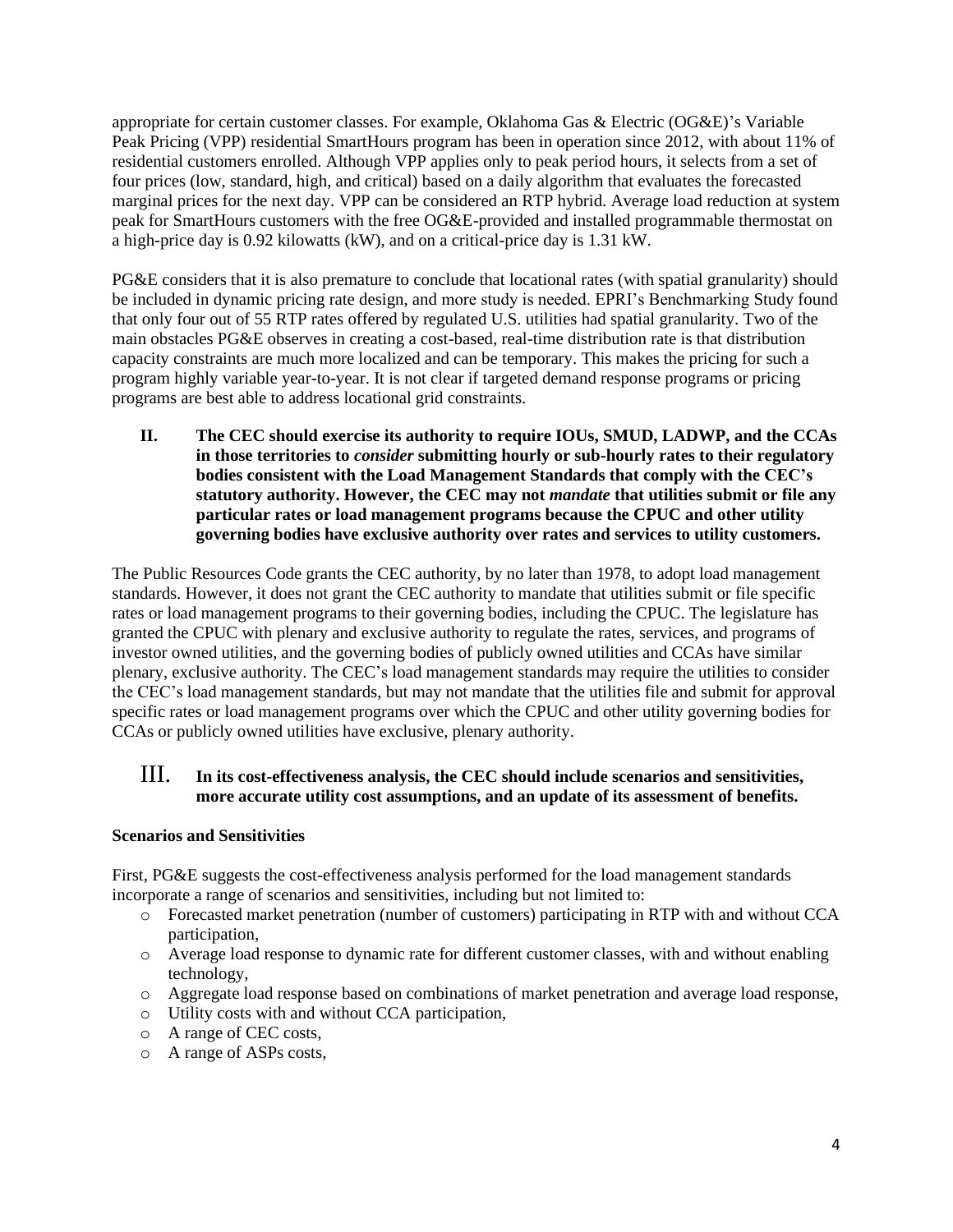appropriate for certain customer classes. For example, Oklahoma Gas & Electric (OG&E)'s Variable Peak Pricing (VPP) residential SmartHours program has been in operation since 2012, with about 11% of residential customers enrolled. Although VPP applies only to peak period hours, it selects from a set of four prices (low, standard, high, and critical) based on a daily algorithm that evaluates the forecasted marginal prices for the next day. VPP can be considered an RTP hybrid. Average load reduction at system peak for SmartHours customers with the free OG&E-provided and installed programmable thermostat on a high-price day is 0.92 kilowatts (kW), and on a critical-price day is 1.31 kW.

PG&E considers that it is also premature to conclude that locational rates (with spatial granularity) should be included in dynamic pricing rate design, and more study is needed. EPRI's Benchmarking Study found that only four out of 55 RTP rates offered by regulated U.S. utilities had spatial granularity. Two of the main obstacles PG&E observes in creating a cost-based, real-time distribution rate is that distribution capacity constraints are much more localized and can be temporary. This makes the pricing for such a program highly variable year-to-year. It is not clear if targeted demand response programs or pricing programs are best able to address locational grid constraints.

## II. The CEC should exercise its authority to require IOUs, SMUD, LADWP, and the CCAs in those territories to *consider* submitting hourly or sub-hourly rates to their regulatory bodies consistent with the Load Management Standards that comply with the CEC's statutory authority. However, the CEC may not *mandate* that utilities submit or file any particular rates or load management programs because the CPUC and other utility governing bodies have exclusive authority over rates and services to utility customers.

The Public Resources Code grants the CEC authority, by no later than 1978, to adopt load management standards. However, it does not grant the CEC authority to mandate that utilities submit or file specific rates or load management programs to their governing bodies, including the CPUC. The legislature has granted the CPUC with plenary and exclusive authority to regulate the rates, services, and programs of investor owned utilities, and the governing bodies of publicly owned utilities and CCAs have similar plenary, exclusive authority. The CEC's load management standards may require the utilities to consider the CEC's load management standards, but may not mandate that the utilities file and submit for approval specific rates or load management programs over which the CPUC and other utility governing bodies for CCAs or publicly owned utilities have exclusive, plenary authority.

## III. In its cost-effectiveness analysis, the CEC should include scenarios and sensitivities, more accurate utility cost assumptions, and an update of its assessment of benefits.

**Scenarios and Sensitivities**

First, PG&E suggests the cost-effectiveness analysis performed for the load management standards incorporate a range of scenarios and sensitivities, including but not limited to:

- Forecasted market penetration (number of customers) participating in RTP with and without CCA participation,
- Average load response to dynamic rate for different customer classes, with and without enabling technology,
- Aggregate load response based on combinations of market penetration and average load response,
- Utility costs with and without CCA participation,
- A range of CEC costs,
- A range of ASPs costs,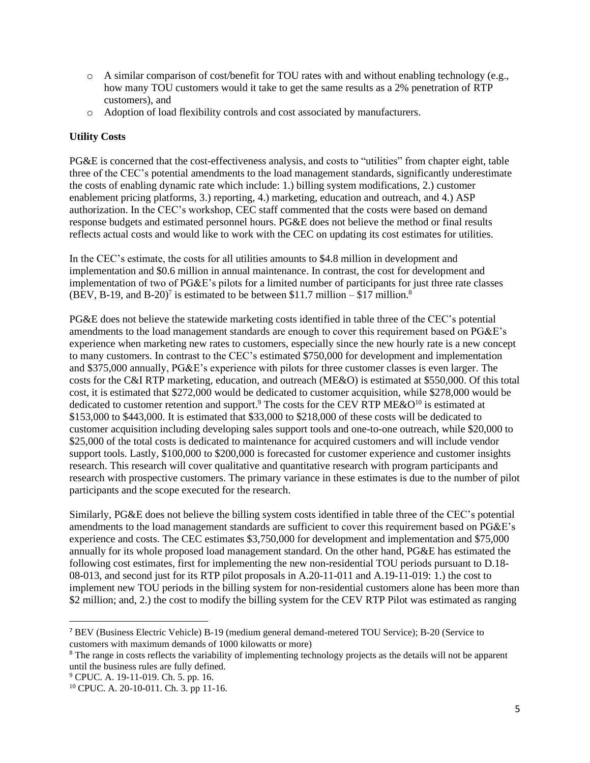- A similar comparison of cost/benefit for TOU rates with and without enabling technology (e.g., how many TOU customers would it take to get the same results as a 2% penetration of RTP customers), and
- Adoption of load flexibility controls and cost associated by manufacturers.

**Utility Costs**

PG&E is concerned that the cost-effectiveness analysis, and costs to "utilities" from chapter eight, table three of the CEC's potential amendments to the load management standards, significantly underestimate the costs of enabling dynamic rate which include: 1.) billing system modifications, 2.) customer enablement pricing platforms, 3.) reporting, 4.) marketing, education and outreach, and 4.) ASP authorization. In the CEC's workshop, CEC staff commented that the costs were based on demand response budgets and estimated personnel hours. PG&E does not believe the method or final results reflects actual costs and would like to work with the CEC on updating its cost estimates for utilities.

In the CEC's estimate, the costs for all utilities amounts to $4.8 million in development and implementation and $0.6 million in annual maintenance. In contrast, the cost for development and implementation of two of PG&E's pilots for a limited number of participants for just three rate classes (BEV, B-19, and B-20)[7] is estimated to be between $11.7 million – $17 million.[8]

PG&E does not believe the statewide marketing costs identified in table three of the CEC's potential amendments to the load management standards are enough to cover this requirement based on PG&E's experience when marketing new rates to customers, especially since the new hourly rate is a new concept to many customers. In contrast to the CEC's estimated $750,000 for development and implementation and $375,000 annually, PG&E's experience with pilots for three customer classes is even larger. The costs for the C&I RTP marketing, education, and outreach (ME&O) is estimated at $550,000. Of this total cost, it is estimated that $272,000 would be dedicated to customer acquisition, while $278,000 would be dedicated to customer retention and support.[9] The costs for the CEV RTP ME&O[10] is estimated at $153,000 to $443,000. It is estimated that $33,000 to $218,000 of these costs will be dedicated to customer acquisition including developing sales support tools and one-to-one outreach, while $20,000 to $25,000 of the total costs is dedicated to maintenance for acquired customers and will include vendor support tools. Lastly, $100,000 to $200,000 is forecasted for customer experience and customer insights research. This research will cover qualitative and quantitative research with program participants and research with prospective customers. The primary variance in these estimates is due to the number of pilot participants and the scope executed for the research.

Similarly, PG&E does not believe the billing system costs identified in table three of the CEC's potential amendments to the load management standards are sufficient to cover this requirement based on PG&E's experience and costs. The CEC estimates $3,750,000 for development and implementation and $75,000 annually for its whole proposed load management standard. On the other hand, PG&E has estimated the following cost estimates, first for implementing the new non-residential TOU periods pursuant to D.18-08-013, and second just for its RTP pilot proposals in A.20-11-011 and A.19-11-019: 1.) the cost to implement new TOU periods in the billing system for non-residential customers alone has been more than $2 million; and, 2.) the cost to modify the billing system for the CEV RTP Pilot was estimated as ranging

---

[7] BEV (Business Electric Vehicle) B-19 (medium general demand-metered TOU Service); B-20 (Service to customers with maximum demands of 1000 kilowatts or more)

[8] The range in costs reflects the variability of implementing technology projects as the details will not be apparent until the business rules are fully defined.

[9] CPUC. A. 19-11-019. Ch. 5. pp. 16.

[10] CPUC. A. 20-10-011. Ch. 3. pp 11-16.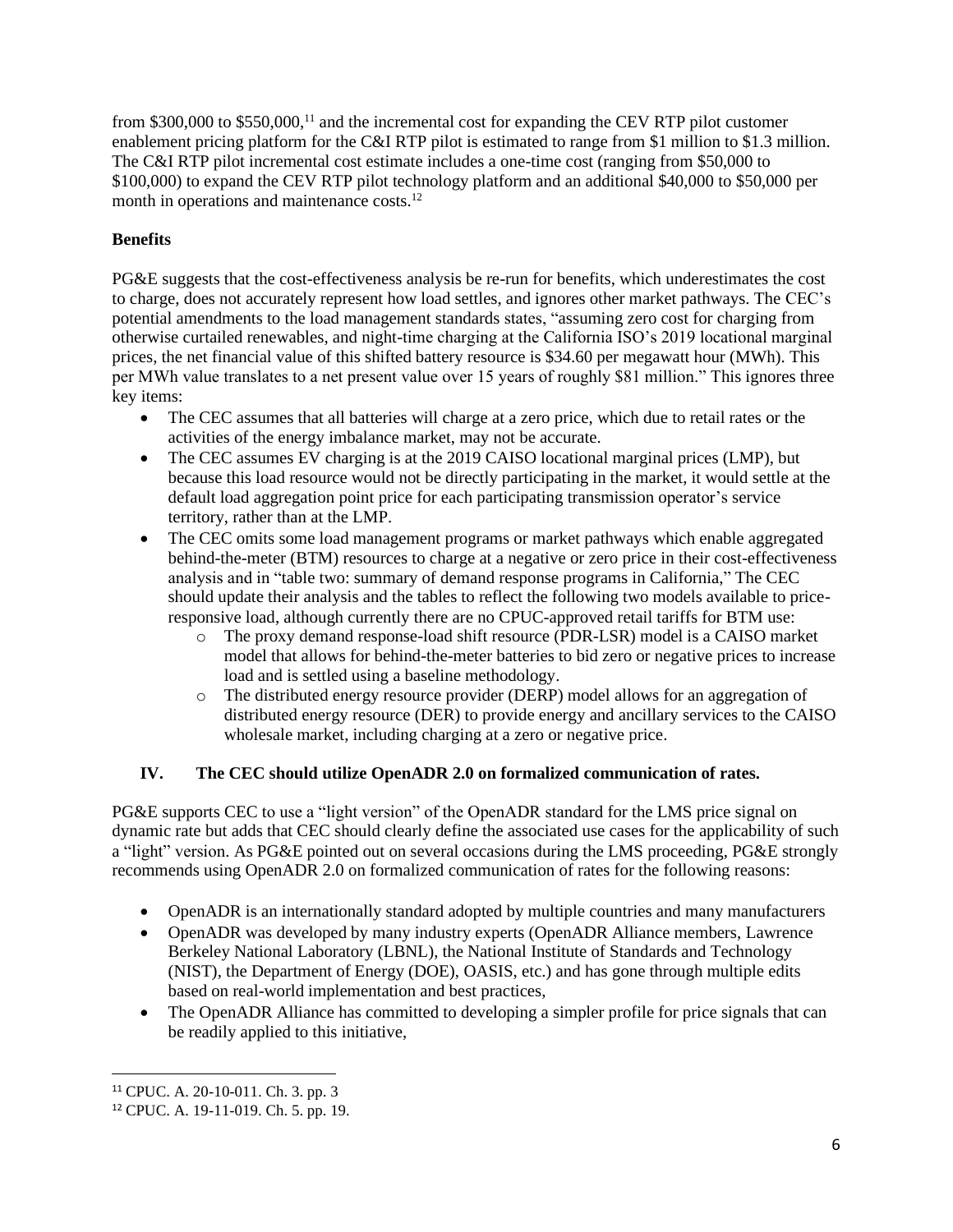from $300,000 to $550,000,[11] and the incremental cost for expanding the CEV RTP pilot customer enablement pricing platform for the C&I RTP pilot is estimated to range from $1 million to $1.3 million. The C&I RTP pilot incremental cost estimate includes a one-time cost (ranging from $50,000 to $100,000) to expand the CEV RTP pilot technology platform and an additional $40,000 to $50,000 per month in operations and maintenance costs.[12]

**Benefits**

PG&E suggests that the cost-effectiveness analysis be re-run for benefits, which underestimates the cost to charge, does not accurately represent how load settles, and ignores other market pathways. The CEC's potential amendments to the load management standards states, "assuming zero cost for charging from otherwise curtailed renewables, and night-time charging at the California ISO's 2019 locational marginal prices, the net financial value of this shifted battery resource is $34.60 per megawatt hour (MWh). This per MWh value translates to a net present value over 15 years of roughly $81 million." This ignores three key items:

- The CEC assumes that all batteries will charge at a zero price, which due to retail rates or the activities of the energy imbalance market, may not be accurate.
- The CEC assumes EV charging is at the 2019 CAISO locational marginal prices (LMP), but because this load resource would not be directly participating in the market, it would settle at the default load aggregation point price for each participating transmission operator's service territory, rather than at the LMP.
- The CEC omits some load management programs or market pathways which enable aggregated behind-the-meter (BTM) resources to charge at a negative or zero price in their cost-effectiveness analysis and in "table two: summary of demand response programs in California," The CEC should update their analysis and the tables to reflect the following two models available to price-responsive load, although currently there are no CPUC-approved retail tariffs for BTM use:
  - The proxy demand response-load shift resource (PDR-LSR) model is a CAISO market model that allows for behind-the-meter batteries to bid zero or negative prices to increase load and is settled using a baseline methodology.
  - The distributed energy resource provider (DERP) model allows for an aggregation of distributed energy resource (DER) to provide energy and ancillary services to the CAISO wholesale market, including charging at a zero or negative price.

## IV. The CEC should utilize OpenADR 2.0 on formalized communication of rates.

PG&E supports CEC to use a "light version" of the OpenADR standard for the LMS price signal on dynamic rate but adds that CEC should clearly define the associated use cases for the applicability of such a "light" version. As PG&E pointed out on several occasions during the LMS proceeding, PG&E strongly recommends using OpenADR 2.0 on formalized communication of rates for the following reasons:

- OpenADR is an internationally standard adopted by multiple countries and many manufacturers
- OpenADR was developed by many industry experts (OpenADR Alliance members, Lawrence Berkeley National Laboratory (LBNL), the National Institute of Standards and Technology (NIST), the Department of Energy (DOE), OASIS, etc.) and has gone through multiple edits based on real-world implementation and best practices,
- The OpenADR Alliance has committed to developing a simpler profile for price signals that can be readily applied to this initiative,

[11] CPUC. A. 20-10-011. Ch. 3. pp. 3

[12] CPUC. A. 19-11-019. Ch. 5. pp. 19.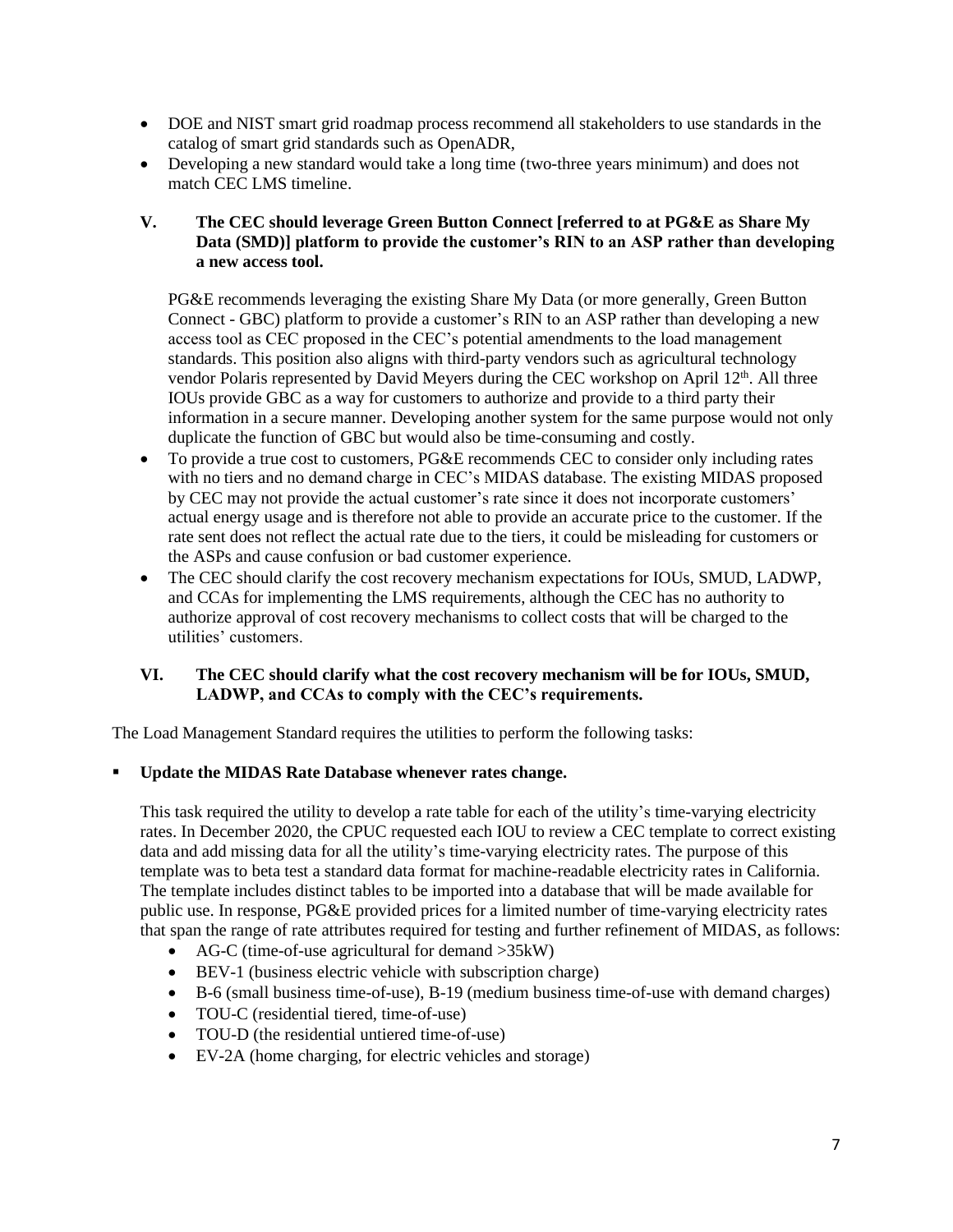- DOE and NIST smart grid roadmap process recommend all stakeholders to use standards in the catalog of smart grid standards such as OpenADR,
- Developing a new standard would take a long time (two-three years minimum) and does not match CEC LMS timeline.

## V. The CEC should leverage Green Button Connect [referred to at PG&E as Share My Data (SMD)] platform to provide the customer's RIN to an ASP rather than developing a new access tool.

PG&E recommends leveraging the existing Share My Data (or more generally, Green Button Connect - GBC) platform to provide a customer's RIN to an ASP rather than developing a new access tool as CEC proposed in the CEC's potential amendments to the load management standards. This position also aligns with third-party vendors such as agricultural technology vendor Polaris represented by David Meyers during the CEC workshop on April 12th. All three IOUs provide GBC as a way for customers to authorize and provide to a third party their information in a secure manner. Developing another system for the same purpose would not only duplicate the function of GBC but would also be time-consuming and costly.

- To provide a true cost to customers, PG&E recommends CEC to consider only including rates with no tiers and no demand charge in CEC's MIDAS database. The existing MIDAS proposed by CEC may not provide the actual customer's rate since it does not incorporate customers' actual energy usage and is therefore not able to provide an accurate price to the customer. If the rate sent does not reflect the actual rate due to the tiers, it could be misleading for customers or the ASPs and cause confusion or bad customer experience.
- The CEC should clarify the cost recovery mechanism expectations for IOUs, SMUD, LADWP, and CCAs for implementing the LMS requirements, although the CEC has no authority to authorize approval of cost recovery mechanisms to collect costs that will be charged to the utilities' customers.

## VI. The CEC should clarify what the cost recovery mechanism will be for IOUs, SMUD, LADWP, and CCAs to comply with the CEC's requirements.

The Load Management Standard requires the utilities to perform the following tasks:

- **Update the MIDAS Rate Database whenever rates change.**

  This task required the utility to develop a rate table for each of the utility's time-varying electricity rates. In December 2020, the CPUC requested each IOU to review a CEC template to correct existing data and add missing data for all the utility's time-varying electricity rates. The purpose of this template was to beta test a standard data format for machine-readable electricity rates in California. The template includes distinct tables to be imported into a database that will be made available for public use. In response, PG&E provided prices for a limited number of time-varying electricity rates that span the range of rate attributes required for testing and further refinement of MIDAS, as follows:

  - AG-C (time-of-use agricultural for demand >35kW)
  - BEV-1 (business electric vehicle with subscription charge)
  - B-6 (small business time-of-use), B-19 (medium business time-of-use with demand charges)
  - TOU-C (residential tiered, time-of-use)
  - TOU-D (the residential untiered time-of-use)
  - EV-2A (home charging, for electric vehicles and storage)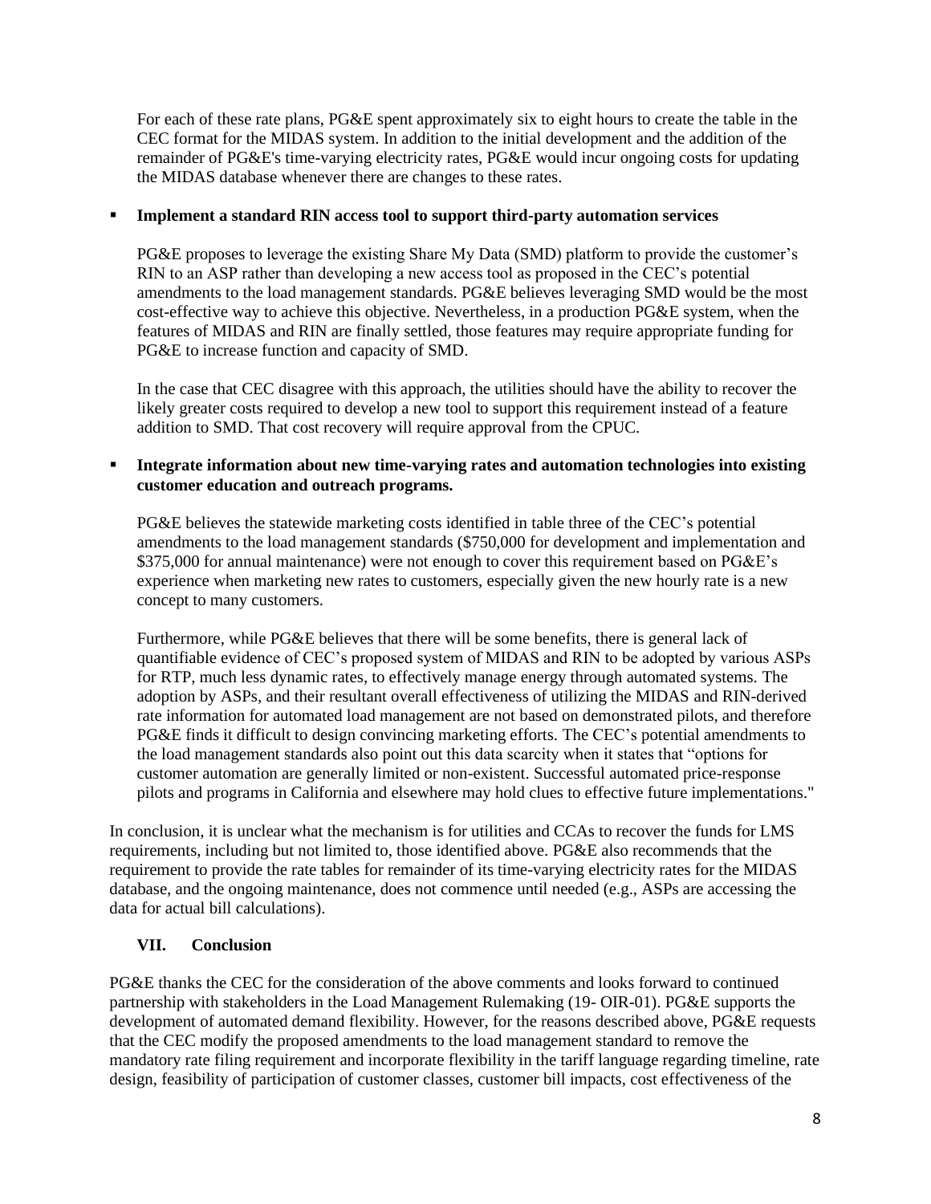For each of these rate plans, PG&E spent approximately six to eight hours to create the table in the CEC format for the MIDAS system. In addition to the initial development and the addition of the remainder of PG&E's time-varying electricity rates, PG&E would incur ongoing costs for updating the MIDAS database whenever there are changes to these rates.

- **Implement a standard RIN access tool to support third-party automation services**

  PG&E proposes to leverage the existing Share My Data (SMD) platform to provide the customer's RIN to an ASP rather than developing a new access tool as proposed in the CEC's potential amendments to the load management standards. PG&E believes leveraging SMD would be the most cost-effective way to achieve this objective. Nevertheless, in a production PG&E system, when the features of MIDAS and RIN are finally settled, those features may require appropriate funding for PG&E to increase function and capacity of SMD.

  In the case that CEC disagree with this approach, the utilities should have the ability to recover the likely greater costs required to develop a new tool to support this requirement instead of a feature addition to SMD. That cost recovery will require approval from the CPUC.

- **Integrate information about new time-varying rates and automation technologies into existing customer education and outreach programs.**

  PG&E believes the statewide marketing costs identified in table three of the CEC's potential amendments to the load management standards ($750,000 for development and implementation and $375,000 for annual maintenance) were not enough to cover this requirement based on PG&E's experience when marketing new rates to customers, especially given the new hourly rate is a new concept to many customers.

  Furthermore, while PG&E believes that there will be some benefits, there is general lack of quantifiable evidence of CEC's proposed system of MIDAS and RIN to be adopted by various ASPs for RTP, much less dynamic rates, to effectively manage energy through automated systems. The adoption by ASPs, and their resultant overall effectiveness of utilizing the MIDAS and RIN-derived rate information for automated load management are not based on demonstrated pilots, and therefore PG&E finds it difficult to design convincing marketing efforts. The CEC's potential amendments to the load management standards also point out this data scarcity when it states that "options for customer automation are generally limited or non-existent. Successful automated price-response pilots and programs in California and elsewhere may hold clues to effective future implementations."

In conclusion, it is unclear what the mechanism is for utilities and CCAs to recover the funds for LMS requirements, including but not limited to, those identified above. PG&E also recommends that the requirement to provide the rate tables for remainder of its time-varying electricity rates for the MIDAS database, and the ongoing maintenance, does not commence until needed (e.g., ASPs are accessing the data for actual bill calculations).

## VII. Conclusion

PG&E thanks the CEC for the consideration of the above comments and looks forward to continued partnership with stakeholders in the Load Management Rulemaking (19- OIR-01). PG&E supports the development of automated demand flexibility. However, for the reasons described above, PG&E requests that the CEC modify the proposed amendments to the load management standard to remove the mandatory rate filing requirement and incorporate flexibility in the tariff language regarding timeline, rate design, feasibility of participation of customer classes, customer bill impacts, cost effectiveness of the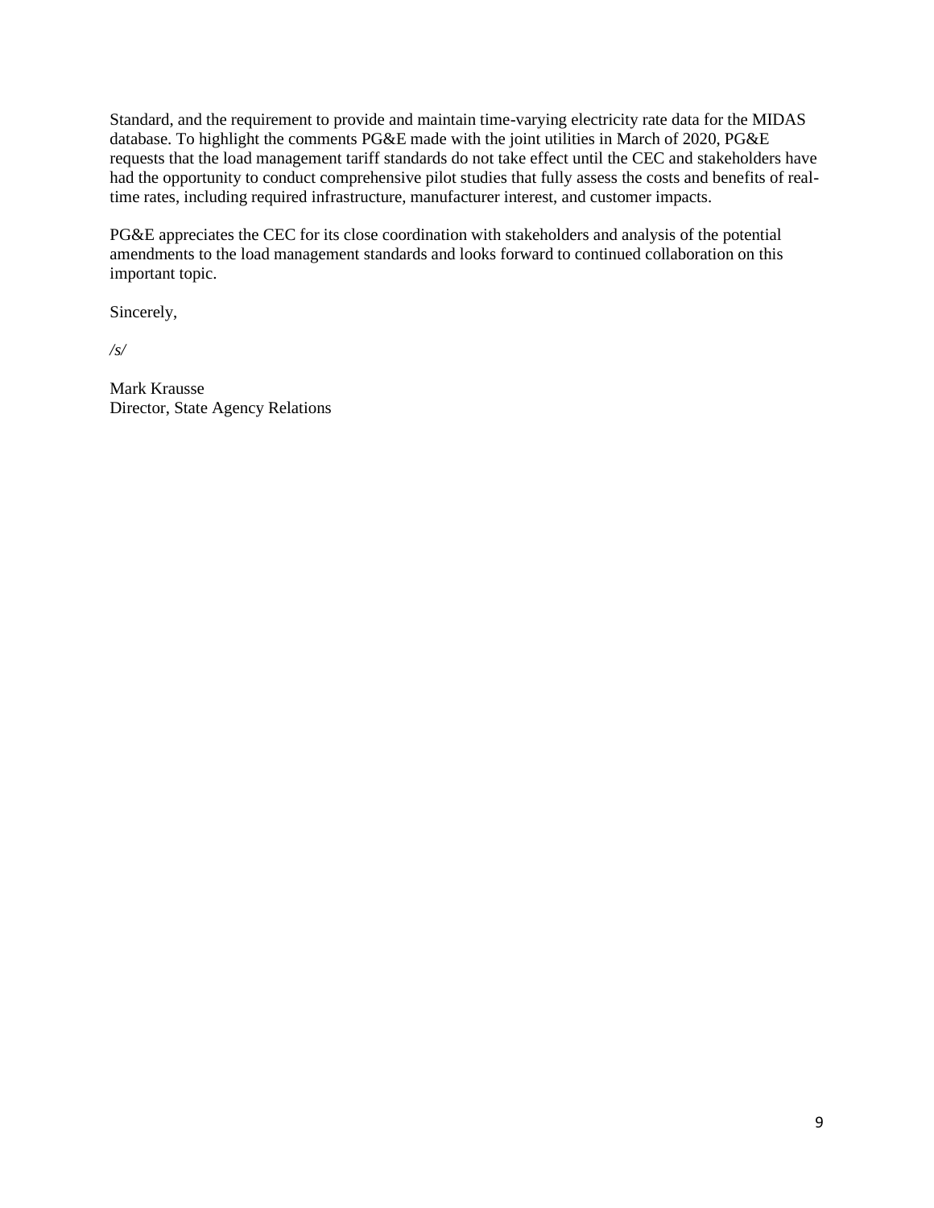Standard, and the requirement to provide and maintain time-varying electricity rate data for the MIDAS database. To highlight the comments PG&E made with the joint utilities in March of 2020, PG&E requests that the load management tariff standards do not take effect until the CEC and stakeholders have had the opportunity to conduct comprehensive pilot studies that fully assess the costs and benefits of real-time rates, including required infrastructure, manufacturer interest, and customer impacts.

PG&E appreciates the CEC for its close coordination with stakeholders and analysis of the potential amendments to the load management standards and looks forward to continued collaboration on this important topic.

Sincerely,

*/s/*

Mark Krausse
Director, State Agency Relations